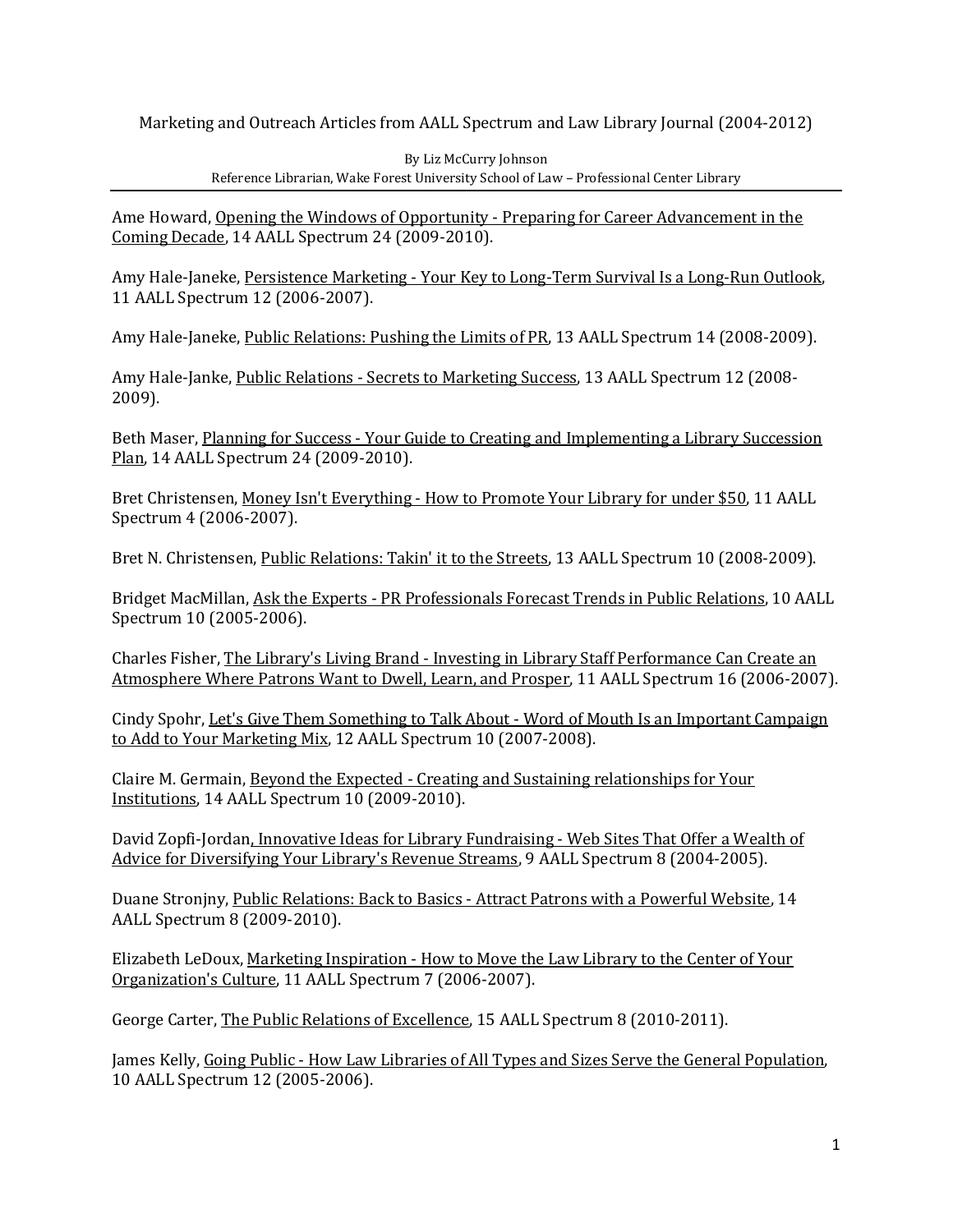# Marketing and Outreach Articles from AALL Spectrum and Law Library Journal (2004-2012)

By Liz McCurry Johnson
Reference Librarian, Wake Forest University School of Law – Professional Center Library

---

Ame Howard, Opening the Windows of Opportunity - Preparing for Career Advancement in the Coming Decade, 14 AALL Spectrum 24 (2009-2010).

Amy Hale-Janeke, Persistence Marketing - Your Key to Long-Term Survival Is a Long-Run Outlook, 11 AALL Spectrum 12 (2006-2007).

Amy Hale-Janeke, Public Relations: Pushing the Limits of PR, 13 AALL Spectrum 14 (2008-2009).

Amy Hale-Janke, Public Relations - Secrets to Marketing Success, 13 AALL Spectrum 12 (2008-2009).

Beth Maser, Planning for Success - Your Guide to Creating and Implementing a Library Succession Plan, 14 AALL Spectrum 24 (2009-2010).

Bret Christensen, Money Isn't Everything - How to Promote Your Library for under $50, 11 AALL Spectrum 4 (2006-2007).

Bret N. Christensen, Public Relations: Takin' it to the Streets, 13 AALL Spectrum 10 (2008-2009).

Bridget MacMillan, Ask the Experts - PR Professionals Forecast Trends in Public Relations, 10 AALL Spectrum 10 (2005-2006).

Charles Fisher, The Library's Living Brand - Investing in Library Staff Performance Can Create an Atmosphere Where Patrons Want to Dwell, Learn, and Prosper, 11 AALL Spectrum 16 (2006-2007).

Cindy Spohr, Let's Give Them Something to Talk About - Word of Mouth Is an Important Campaign to Add to Your Marketing Mix, 12 AALL Spectrum 10 (2007-2008).

Claire M. Germain, Beyond the Expected - Creating and Sustaining relationships for Your Institutions, 14 AALL Spectrum 10 (2009-2010).

David Zopfi-Jordan, Innovative Ideas for Library Fundraising - Web Sites That Offer a Wealth of Advice for Diversifying Your Library's Revenue Streams, 9 AALL Spectrum 8 (2004-2005).

Duane Stronjny, Public Relations: Back to Basics - Attract Patrons with a Powerful Website, 14 AALL Spectrum 8 (2009-2010).

Elizabeth LeDoux, Marketing Inspiration - How to Move the Law Library to the Center of Your Organization's Culture, 11 AALL Spectrum 7 (2006-2007).

George Carter, The Public Relations of Excellence, 15 AALL Spectrum 8 (2010-2011).

James Kelly, Going Public - How Law Libraries of All Types and Sizes Serve the General Population, 10 AALL Spectrum 12 (2005-2006).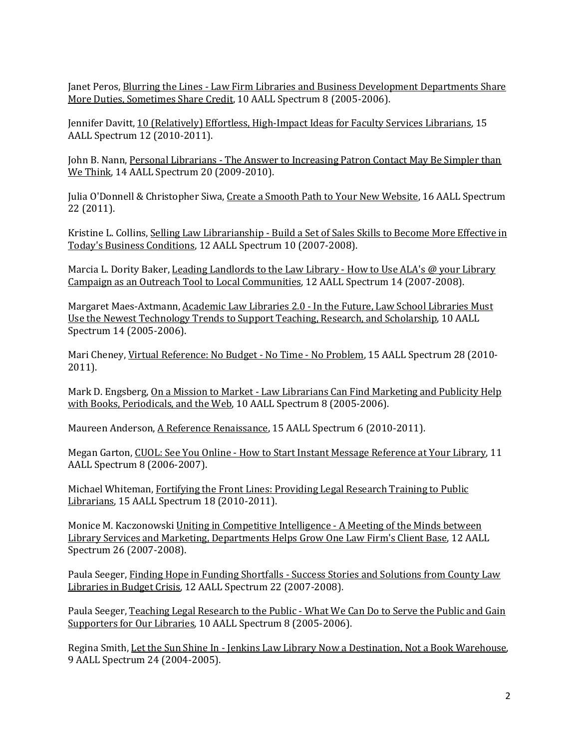Janet Peros, <u>Blurring the Lines - Law Firm Libraries and Business Development Departments Share More Duties, Sometimes Share Credit</u>, 10 AALL Spectrum 8 (2005-2006).

Jennifer Davitt, <u>10 (Relatively) Effortless, High-Impact Ideas for Faculty Services Librarians</u>, 15 AALL Spectrum 12 (2010-2011).

John B. Nann, <u>Personal Librarians - The Answer to Increasing Patron Contact May Be Simpler than We Think</u>, 14 AALL Spectrum 20 (2009-2010).

Julia O'Donnell & Christopher Siwa, <u>Create a Smooth Path to Your New Website</u>, 16 AALL Spectrum 22 (2011).

Kristine L. Collins, <u>Selling Law Librarianship - Build a Set of Sales Skills to Become More Effective in Today's Business Conditions</u>, 12 AALL Spectrum 10 (2007-2008).

Marcia L. Dority Baker, <u>Leading Landlords to the Law Library - How to Use ALA's @ your Library Campaign as an Outreach Tool to Local Communities</u>, 12 AALL Spectrum 14 (2007-2008).

Margaret Maes-Axtmann, <u>Academic Law Libraries 2.0 - In the Future, Law School Libraries Must Use the Newest Technology Trends to Support Teaching, Research, and Scholarship</u>, 10 AALL Spectrum 14 (2005-2006).

Mari Cheney, <u>Virtual Reference: No Budget - No Time - No Problem</u>, 15 AALL Spectrum 28 (2010-2011).

Mark D. Engsberg, <u>On a Mission to Market - Law Librarians Can Find Marketing and Publicity Help with Books, Periodicals, and the Web</u>, 10 AALL Spectrum 8 (2005-2006).

Maureen Anderson, <u>A Reference Renaissance</u>, 15 AALL Spectrum 6 (2010-2011).

Megan Garton, <u>CUOL: See You Online - How to Start Instant Message Reference at Your Library</u>, 11 AALL Spectrum 8 (2006-2007).

Michael Whiteman, <u>Fortifying the Front Lines: Providing Legal Research Training to Public Librarians</u>, 15 AALL Spectrum 18 (2010-2011).

Monice M. Kaczonowski <u>Uniting in Competitive Intelligence - A Meeting of the Minds between Library Services and Marketing, Departments Helps Grow One Law Firm's Client Base</u>, 12 AALL Spectrum 26 (2007-2008).

Paula Seeger, <u>Finding Hope in Funding Shortfalls - Success Stories and Solutions from County Law Libraries in Budget Crisis</u>, 12 AALL Spectrum 22 (2007-2008).

Paula Seeger, <u>Teaching Legal Research to the Public - What We Can Do to Serve the Public and Gain Supporters for Our Libraries</u>, 10 AALL Spectrum 8 (2005-2006).

Regina Smith, <u>Let the Sun Shine In - Jenkins Law Library Now a Destination, Not a Book Warehouse</u>, 9 AALL Spectrum 24 (2004-2005).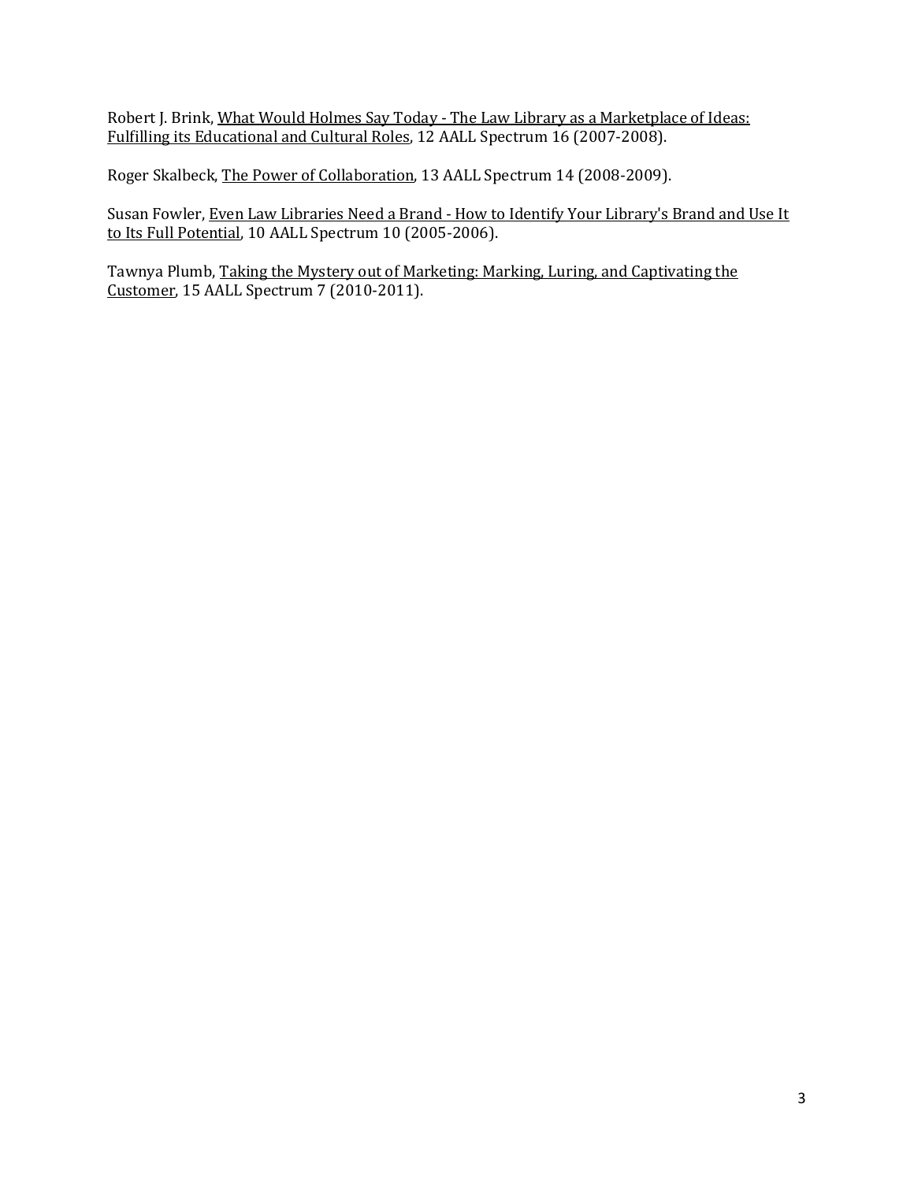Robert J. Brink, <u>What Would Holmes Say Today - The Law Library as a Marketplace of Ideas: Fulfilling its Educational and Cultural Roles</u>, 12 AALL Spectrum 16 (2007-2008).

Roger Skalbeck, <u>The Power of Collaboration</u>, 13 AALL Spectrum 14 (2008-2009).

Susan Fowler, <u>Even Law Libraries Need a Brand - How to Identify Your Library's Brand and Use It to Its Full Potential</u>, 10 AALL Spectrum 10 (2005-2006).

Tawnya Plumb, <u>Taking the Mystery out of Marketing: Marking, Luring, and Captivating the Customer</u>, 15 AALL Spectrum 7 (2010-2011).